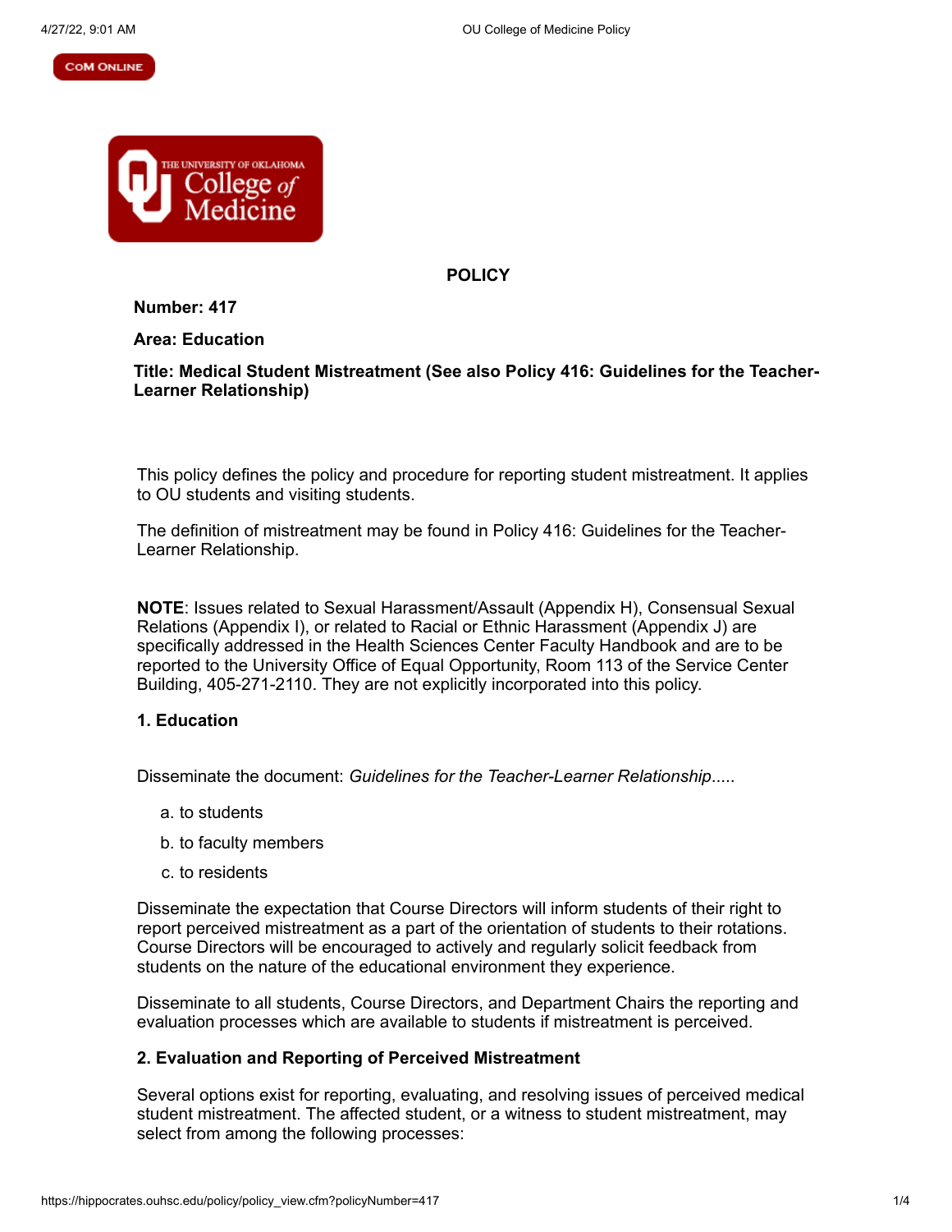# POLICY

**Number: 417**

**Area: Education**

**Title: Medical Student Mistreatment (See also Policy 416: Guidelines for the Teacher-Learner Relationship)**

This policy defines the policy and procedure for reporting student mistreatment. It applies to OU students and visiting students.

The definition of mistreatment may be found in Policy 416: Guidelines for the Teacher-Learner Relationship.

**NOTE**: Issues related to Sexual Harassment/Assault (Appendix H), Consensual Sexual Relations (Appendix I), or related to Racial or Ethnic Harassment (Appendix J) are specifically addressed in the Health Sciences Center Faculty Handbook and are to be reported to the University Office of Equal Opportunity, Room 113 of the Service Center Building, 405-271-2110. They are not explicitly incorporated into this policy.

### 1. Education

Disseminate the document: *Guidelines for the Teacher-Learner Relationship*.....

a. to students

b. to faculty members

c. to residents

Disseminate the expectation that Course Directors will inform students of their right to report perceived mistreatment as a part of the orientation of students to their rotations. Course Directors will be encouraged to actively and regularly solicit feedback from students on the nature of the educational environment they experience.

Disseminate to all students, Course Directors, and Department Chairs the reporting and evaluation processes which are available to students if mistreatment is perceived.

### 2. Evaluation and Reporting of Perceived Mistreatment

Several options exist for reporting, evaluating, and resolving issues of perceived medical student mistreatment. The affected student, or a witness to student mistreatment, may select from among the following processes: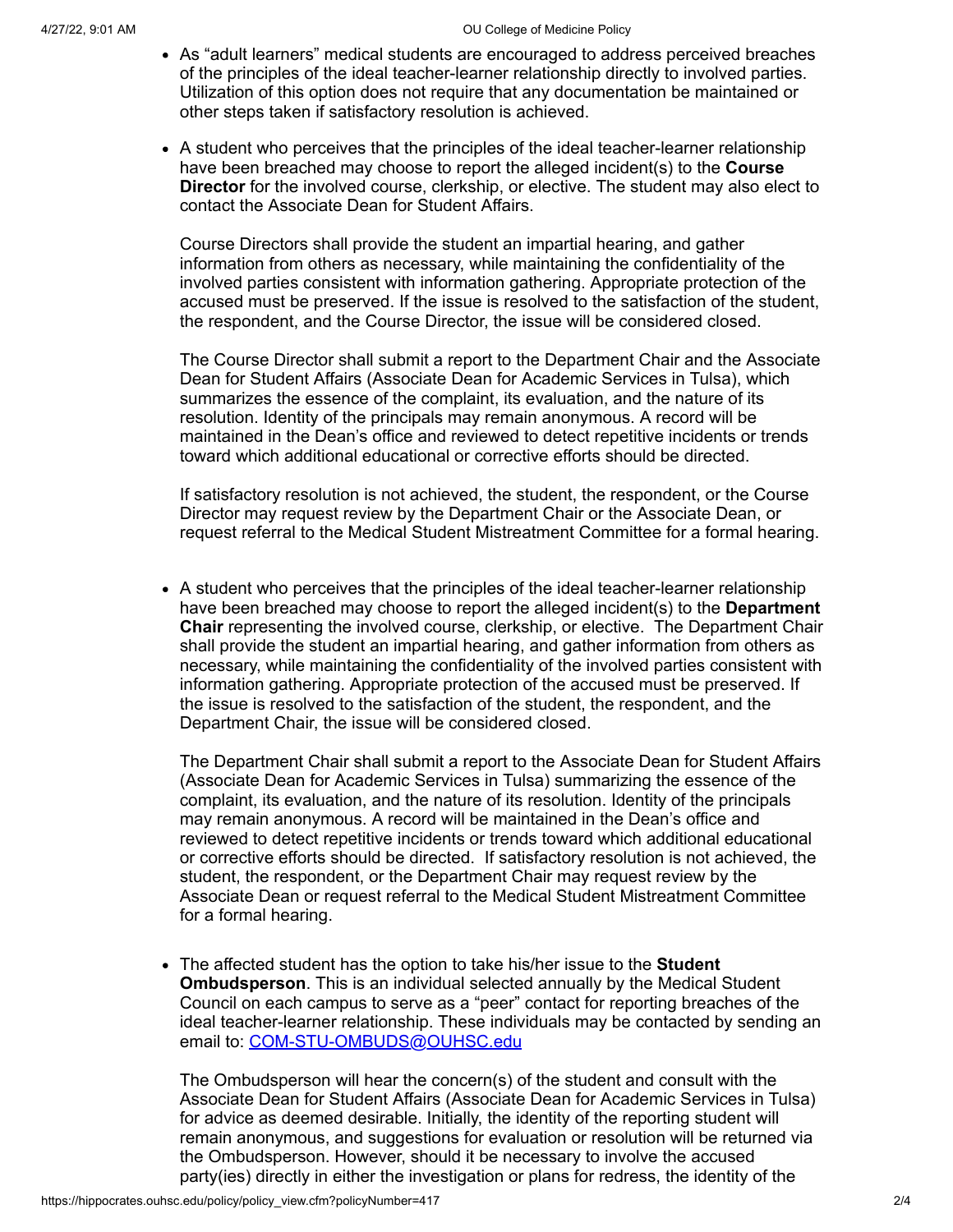- As "adult learners" medical students are encouraged to address perceived breaches of the principles of the ideal teacher-learner relationship directly to involved parties. Utilization of this option does not require that any documentation be maintained or other steps taken if satisfactory resolution is achieved.

- A student who perceives that the principles of the ideal teacher-learner relationship have been breached may choose to report the alleged incident(s) to the **Course Director** for the involved course, clerkship, or elective. The student may also elect to contact the Associate Dean for Student Affairs.

  Course Directors shall provide the student an impartial hearing, and gather information from others as necessary, while maintaining the confidentiality of the involved parties consistent with information gathering. Appropriate protection of the accused must be preserved. If the issue is resolved to the satisfaction of the student, the respondent, and the Course Director, the issue will be considered closed.

  The Course Director shall submit a report to the Department Chair and the Associate Dean for Student Affairs (Associate Dean for Academic Services in Tulsa), which summarizes the essence of the complaint, its evaluation, and the nature of its resolution. Identity of the principals may remain anonymous. A record will be maintained in the Dean's office and reviewed to detect repetitive incidents or trends toward which additional educational or corrective efforts should be directed.

  If satisfactory resolution is not achieved, the student, the respondent, or the Course Director may request review by the Department Chair or the Associate Dean, or request referral to the Medical Student Mistreatment Committee for a formal hearing.

- A student who perceives that the principles of the ideal teacher-learner relationship have been breached may choose to report the alleged incident(s) to the **Department Chair** representing the involved course, clerkship, or elective. The Department Chair shall provide the student an impartial hearing, and gather information from others as necessary, while maintaining the confidentiality of the involved parties consistent with information gathering. Appropriate protection of the accused must be preserved. If the issue is resolved to the satisfaction of the student, the respondent, and the Department Chair, the issue will be considered closed.

  The Department Chair shall submit a report to the Associate Dean for Student Affairs (Associate Dean for Academic Services in Tulsa) summarizing the essence of the complaint, its evaluation, and the nature of its resolution. Identity of the principals may remain anonymous. A record will be maintained in the Dean's office and reviewed to detect repetitive incidents or trends toward which additional educational or corrective efforts should be directed. If satisfactory resolution is not achieved, the student, the respondent, or the Department Chair may request review by the Associate Dean or request referral to the Medical Student Mistreatment Committee for a formal hearing.

- The affected student has the option to take his/her issue to the **Student Ombudsperson**. This is an individual selected annually by the Medical Student Council on each campus to serve as a "peer" contact for reporting breaches of the ideal teacher-learner relationship. These individuals may be contacted by sending an email to: COM-STU-OMBUDS@OUHSC.edu

  The Ombudsperson will hear the concern(s) of the student and consult with the Associate Dean for Student Affairs (Associate Dean for Academic Services in Tulsa) for advice as deemed desirable. Initially, the identity of the reporting student will remain anonymous, and suggestions for evaluation or resolution will be returned via the Ombudsperson. However, should it be necessary to involve the accused party(ies) directly in either the investigation or plans for redress, the identity of the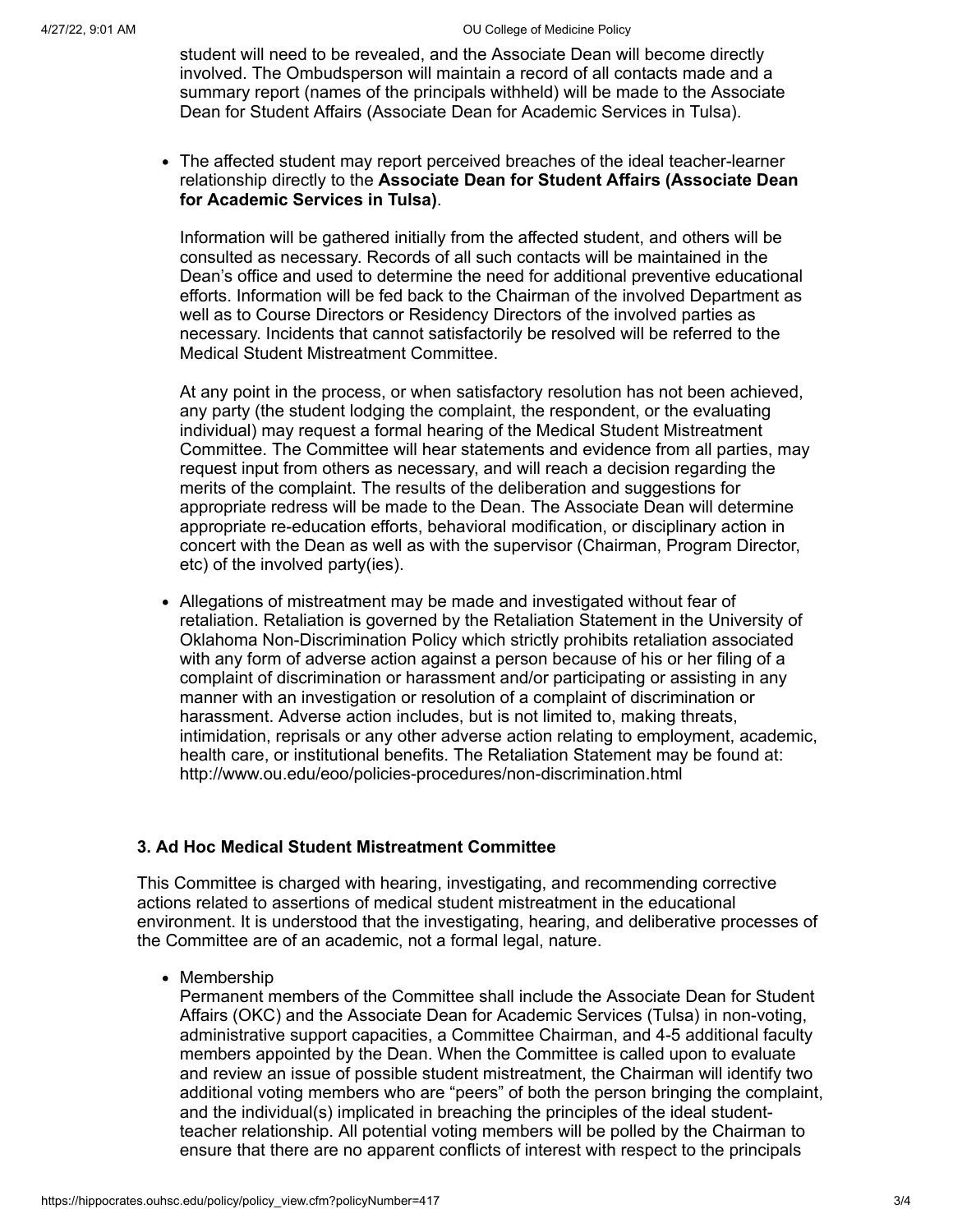student will need to be revealed, and the Associate Dean will become directly involved. The Ombudsperson will maintain a record of all contacts made and a summary report (names of the principals withheld) will be made to the Associate Dean for Student Affairs (Associate Dean for Academic Services in Tulsa).

- The affected student may report perceived breaches of the ideal teacher-learner relationship directly to the **Associate Dean for Student Affairs (Associate Dean for Academic Services in Tulsa)**.

  Information will be gathered initially from the affected student, and others will be consulted as necessary. Records of all such contacts will be maintained in the Dean's office and used to determine the need for additional preventive educational efforts. Information will be fed back to the Chairman of the involved Department as well as to Course Directors or Residency Directors of the involved parties as necessary. Incidents that cannot satisfactorily be resolved will be referred to the Medical Student Mistreatment Committee.

  At any point in the process, or when satisfactory resolution has not been achieved, any party (the student lodging the complaint, the respondent, or the evaluating individual) may request a formal hearing of the Medical Student Mistreatment Committee. The Committee will hear statements and evidence from all parties, may request input from others as necessary, and will reach a decision regarding the merits of the complaint. The results of the deliberation and suggestions for appropriate redress will be made to the Dean. The Associate Dean will determine appropriate re-education efforts, behavioral modification, or disciplinary action in concert with the Dean as well as with the supervisor (Chairman, Program Director, etc) of the involved party(ies).

- Allegations of mistreatment may be made and investigated without fear of retaliation. Retaliation is governed by the Retaliation Statement in the University of Oklahoma Non-Discrimination Policy which strictly prohibits retaliation associated with any form of adverse action against a person because of his or her filing of a complaint of discrimination or harassment and/or participating or assisting in any manner with an investigation or resolution of a complaint of discrimination or harassment. Adverse action includes, but is not limited to, making threats, intimidation, reprisals or any other adverse action relating to employment, academic, health care, or institutional benefits. The Retaliation Statement may be found at: http://www.ou.edu/eoo/policies-procedures/non-discrimination.html

### 3. Ad Hoc Medical Student Mistreatment Committee

This Committee is charged with hearing, investigating, and recommending corrective actions related to assertions of medical student mistreatment in the educational environment. It is understood that the investigating, hearing, and deliberative processes of the Committee are of an academic, not a formal legal, nature.

- Membership
  Permanent members of the Committee shall include the Associate Dean for Student Affairs (OKC) and the Associate Dean for Academic Services (Tulsa) in non-voting, administrative support capacities, a Committee Chairman, and 4-5 additional faculty members appointed by the Dean. When the Committee is called upon to evaluate and review an issue of possible student mistreatment, the Chairman will identify two additional voting members who are "peers" of both the person bringing the complaint, and the individual(s) implicated in breaching the principles of the ideal student-teacher relationship. All potential voting members will be polled by the Chairman to ensure that there are no apparent conflicts of interest with respect to the principals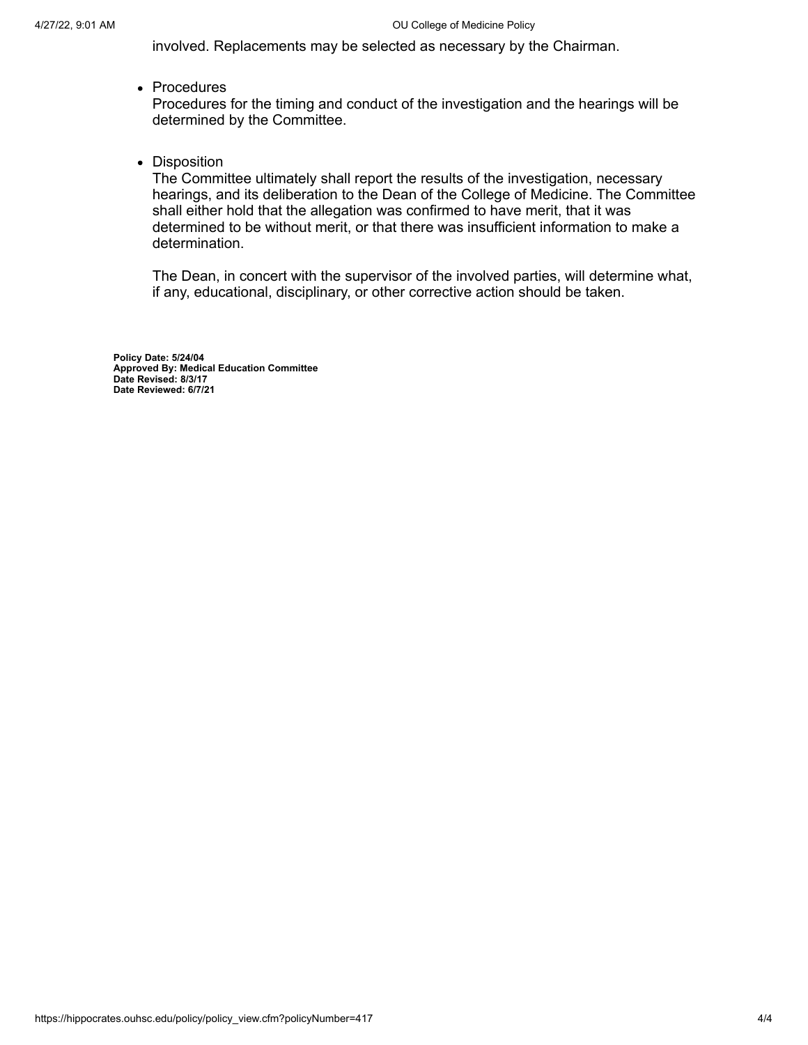involved. Replacements may be selected as necessary by the Chairman.

- Procedures
  Procedures for the timing and conduct of the investigation and the hearings will be determined by the Committee.

- Disposition
  The Committee ultimately shall report the results of the investigation, necessary hearings, and its deliberation to the Dean of the College of Medicine. The Committee shall either hold that the allegation was confirmed to have merit, that it was determined to be without merit, or that there was insufficient information to make a determination.

  The Dean, in concert with the supervisor of the involved parties, will determine what, if any, educational, disciplinary, or other corrective action should be taken.

**Policy Date: 5/24/04**
**Approved By: Medical Education Committee**
**Date Revised: 8/3/17**
**Date Reviewed: 6/7/21**